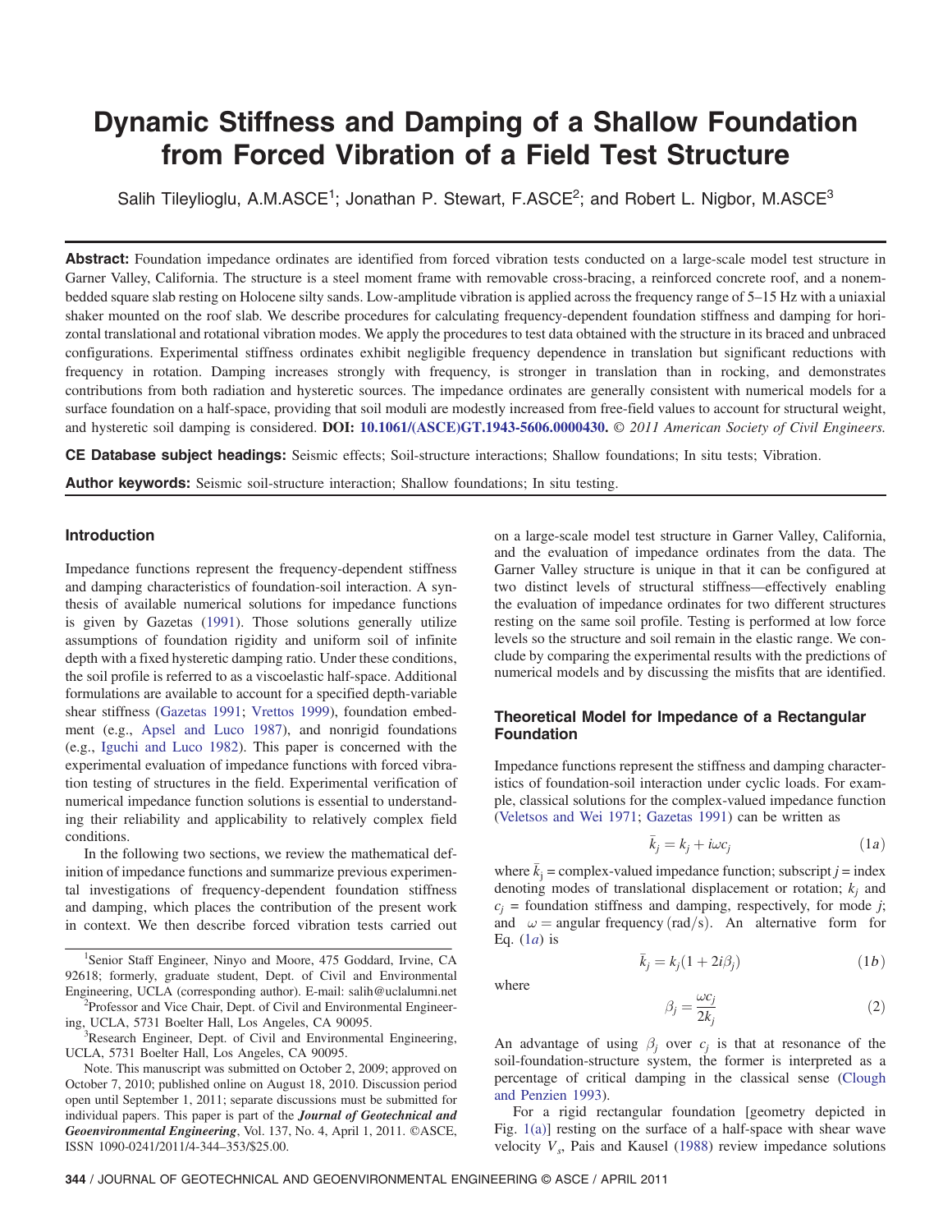# Dynamic Stiffness and Damping of a Shallow Foundation from Forced Vibration of a Field Test Structure

Salih Tileylioglu, A.M.ASCE[1]; Jonathan P. Stewart, F.ASCE[2]; and Robert L. Nigbor, M.ASCE[3]

**Abstract:** Foundation impedance ordinates are identified from forced vibration tests conducted on a large-scale model test structure in Garner Valley, California. The structure is a steel moment frame with removable cross-bracing, a reinforced concrete roof, and a nonembedded square slab resting on Holocene silty sands. Low-amplitude vibration is applied across the frequency range of 5–15 Hz with a uniaxial shaker mounted on the roof slab. We describe procedures for calculating frequency-dependent foundation stiffness and damping for horizontal translational and rotational vibration modes. We apply the procedures to test data obtained with the structure in its braced and unbraced configurations. Experimental stiffness ordinates exhibit negligible frequency dependence in translation but significant reductions with frequency in rotation. Damping increases strongly with frequency, is stronger in translation than in rocking, and demonstrates contributions from both radiation and hysteretic sources. The impedance ordinates are generally consistent with numerical models for a surface foundation on a half-space, providing that soil moduli are modestly increased from free-field values to account for structural weight, and hysteretic soil damping is considered. **DOI:** 10.1061/(ASCE)GT.1943-5606.0000430. © *2011 American Society of Civil Engineers.*

**CE Database subject headings:** Seismic effects; Soil-structure interactions; Shallow foundations; In situ tests; Vibration.

**Author keywords:** Seismic soil-structure interaction; Shallow foundations; In situ testing.

## Introduction

Impedance functions represent the frequency-dependent stiffness and damping characteristics of foundation-soil interaction. A synthesis of available numerical solutions for impedance functions is given by Gazetas (1991). Those solutions generally utilize assumptions of foundation rigidity and uniform soil of infinite depth with a fixed hysteretic damping ratio. Under these conditions, the soil profile is referred to as a viscoelastic half-space. Additional formulations are available to account for a specified depth-variable shear stiffness (Gazetas 1991; Vrettos 1999), foundation embedment (e.g., Apsel and Luco 1987), and nonrigid foundations (e.g., Iguchi and Luco 1982). This paper is concerned with the experimental evaluation of impedance functions with forced vibration testing of structures in the field. Experimental verification of numerical impedance function solutions is essential to understanding their reliability and applicability to relatively complex field conditions.

In the following two sections, we review the mathematical definition of impedance functions and summarize previous experimental investigations of frequency-dependent foundation stiffness and damping, which places the contribution of the present work in context. We then describe forced vibration tests carried out on a large-scale model test structure in Garner Valley, California, and the evaluation of impedance ordinates from the data. The Garner Valley structure is unique in that it can be configured at two distinct levels of structural stiffness—effectively enabling the evaluation of impedance ordinates for two different structures resting on the same soil profile. Testing is performed at low force levels so the structure and soil remain in the elastic range. We conclude by comparing the experimental results with the predictions of numerical models and by discussing the misfits that are identified.

## Theoretical Model for Impedance of a Rectangular Foundation

Impedance functions represent the stiffness and damping characteristics of foundation-soil interaction under cyclic loads. For example, classical solutions for the complex-valued impedance function (Veletsos and Wei 1971; Gazetas 1991) can be written as

$$\bar{k}_j = k_j + i\omega c_j \tag{1a}$$

where $\bar{k}_j$ = complex-valued impedance function; subscript $j$ = index denoting modes of translational displacement or rotation; $k_j$ and $c_j$ = foundation stiffness and damping, respectively, for mode $j$; and $\omega$ = angular frequency (rad/s). An alternative form for Eq. (1a) is

$$\bar{k}_j = k_j(1 + 2i\beta_j) \tag{1b}$$

where

$$\beta_j = \frac{\omega c_j}{2k_j} \tag{2}$$

An advantage of using $\beta_j$ over $c_j$ is that at resonance of the soil-foundation-structure system, the former is interpreted as a percentage of critical damping in the classical sense (Clough and Penzien 1993).

For a rigid rectangular foundation [geometry depicted in Fig. 1(a)] resting on the surface of a half-space with shear wave velocity $V_s$, Pais and Kausel (1988) review impedance solutions

---

[1]Senior Staff Engineer, Ninyo and Moore, 475 Goddard, Irvine, CA 92618; formerly, graduate student, Dept. of Civil and Environmental Engineering, UCLA (corresponding author). E-mail: salih@uclalumni.net

[2]Professor and Vice Chair, Dept. of Civil and Environmental Engineering, UCLA, 5731 Boelter Hall, Los Angeles, CA 90095.

[3]Research Engineer, Dept. of Civil and Environmental Engineering, UCLA, 5731 Boelter Hall, Los Angeles, CA 90095.

Note. This manuscript was submitted on October 2, 2009; approved on October 7, 2010; published online on August 18, 2010. Discussion period open until September 1, 2011; separate discussions must be submitted for individual papers. This paper is part of the ***Journal of Geotechnical and Geoenvironmental Engineering***, Vol. 137, No. 4, April 1, 2011. ©ASCE, ISSN 1090-0241/2011/4-344–353/$25.00.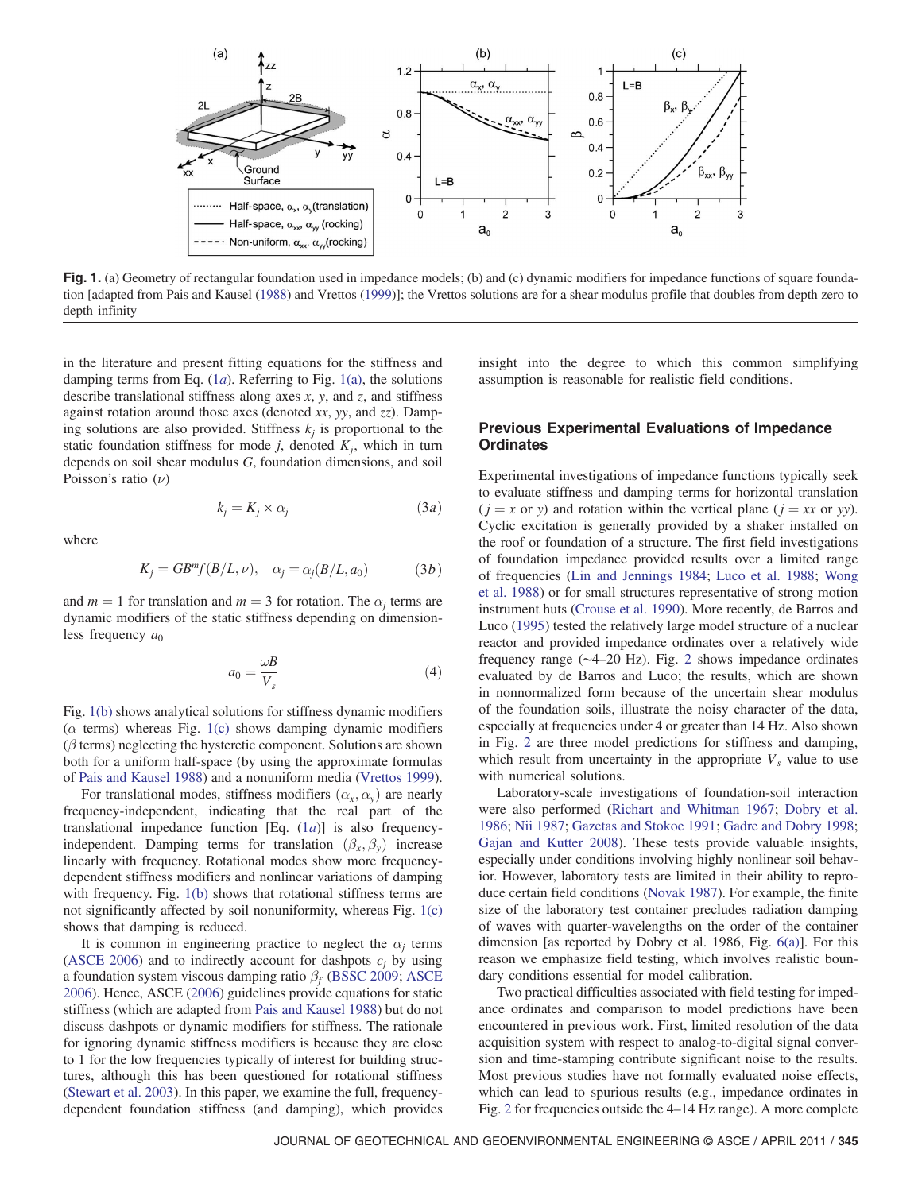**Fig. 1.** (a) Geometry of rectangular foundation used in impedance models; (b) and (c) dynamic modifiers for impedance functions of square foundation [adapted from Pais and Kausel (1988) and Vrettos (1999)]; the Vrettos solutions are for a shear modulus profile that doubles from depth zero to depth infinity

in the literature and present fitting equations for the stiffness and damping terms from Eq. (1*a*). Referring to Fig. 1(a), the solutions describe translational stiffness along axes $x$, $y$, and $z$, and stiffness against rotation around those axes (denoted $xx$, $yy$, and $zz$). Damping solutions are also provided. Stiffness $k_j$ is proportional to the static foundation stiffness for mode $j$, denoted $K_j$, which in turn depends on soil shear modulus $G$, foundation dimensions, and soil Poisson's ratio ($\nu$)

$$k_j = K_j \times \alpha_j \tag{3a}$$

where

$$K_j = GB^m f(B/L, \nu), \quad \alpha_j = \alpha_j(B/L, a_0) \tag{3b}$$

and $m = 1$ for translation and $m = 3$ for rotation. The $\alpha_j$ terms are dynamic modifiers of the static stiffness depending on dimensionless frequency $a_0$

$$a_0 = \frac{\omega B}{V_s} \tag{4}$$

Fig. 1(b) shows analytical solutions for stiffness dynamic modifiers ($\alpha$ terms) whereas Fig. 1(c) shows damping dynamic modifiers ($\beta$ terms) neglecting the hysteretic component. Solutions are shown both for a uniform half-space (by using the approximate formulas of Pais and Kausel 1988) and a nonuniform media (Vrettos 1999).

For translational modes, stiffness modifiers ($\alpha_x, \alpha_y$) are nearly frequency-independent, indicating that the real part of the translational impedance function [Eq. (1*a*)] is also frequency-independent. Damping terms for translation ($\beta_x, \beta_y$) increase linearly with frequency. Rotational modes show more frequency-dependent stiffness modifiers and nonlinear variations of damping with frequency. Fig. 1(b) shows that rotational stiffness terms are not significantly affected by soil nonuniformity, whereas Fig. 1(c) shows that damping is reduced.

It is common in engineering practice to neglect the $\alpha_j$ terms (ASCE 2006) and to indirectly account for dashpots $c_j$ by using a foundation system viscous damping ratio $\beta_f$ (BSSC 2009; ASCE 2006). Hence, ASCE (2006) guidelines provide equations for static stiffness (which are adapted from Pais and Kausel 1988) but do not discuss dashpots or dynamic modifiers for stiffness. The rationale for ignoring dynamic stiffness modifiers is because they are close to 1 for the low frequencies typically of interest for building structures, although this has been questioned for rotational stiffness (Stewart et al. 2003). In this paper, we examine the full, frequency-dependent foundation stiffness (and damping), which provides insight into the degree to which this common simplifying assumption is reasonable for realistic field conditions.

## Previous Experimental Evaluations of Impedance Ordinates

Experimental investigations of impedance functions typically seek to evaluate stiffness and damping terms for horizontal translation ($j = x$ or $y$) and rotation within the vertical plane ($j = xx$ or $yy$). Cyclic excitation is generally provided by a shaker installed on the roof or foundation of a structure. The first field investigations of foundation impedance provided results over a limited range of frequencies (Lin and Jennings 1984; Luco et al. 1988; Wong et al. 1988) or for small structures representative of strong motion instrument huts (Crouse et al. 1990). More recently, de Barros and Luco (1995) tested the relatively large model structure of a nuclear reactor and provided impedance ordinates over a relatively wide frequency range (~4–20 Hz). Fig. 2 shows impedance ordinates evaluated by de Barros and Luco; the results, which are shown in nonnormalized form because of the uncertain shear modulus of the foundation soils, illustrate the noisy character of the data, especially at frequencies under 4 or greater than 14 Hz. Also shown in Fig. 2 are three model predictions for stiffness and damping, which result from uncertainty in the appropriate $V_s$ value to use with numerical solutions.

Laboratory-scale investigations of foundation-soil interaction were also performed (Richart and Whitman 1967; Dobry et al. 1986; Nii 1987; Gazetas and Stokoe 1991; Gadre and Dobry 1998; Gajan and Kutter 2008). These tests provide valuable insights, especially under conditions involving highly nonlinear soil behavior. However, laboratory tests are limited in their ability to reproduce certain field conditions (Novak 1987). For example, the finite size of the laboratory test container precludes radiation damping of waves with quarter-wavelengths on the order of the container dimension [as reported by Dobry et al. 1986, Fig. 6(a)]. For this reason we emphasize field testing, which involves realistic boundary conditions essential for model calibration.

Two practical difficulties associated with field testing for impedance ordinates and comparison to model predictions have been encountered in previous work. First, limited resolution of the data acquisition system with respect to analog-to-digital signal conversion and time-stamping contribute significant noise to the results. Most previous studies have not formally evaluated noise effects, which can lead to spurious results (e.g., impedance ordinates in Fig. 2 for frequencies outside the 4–14 Hz range). A more complete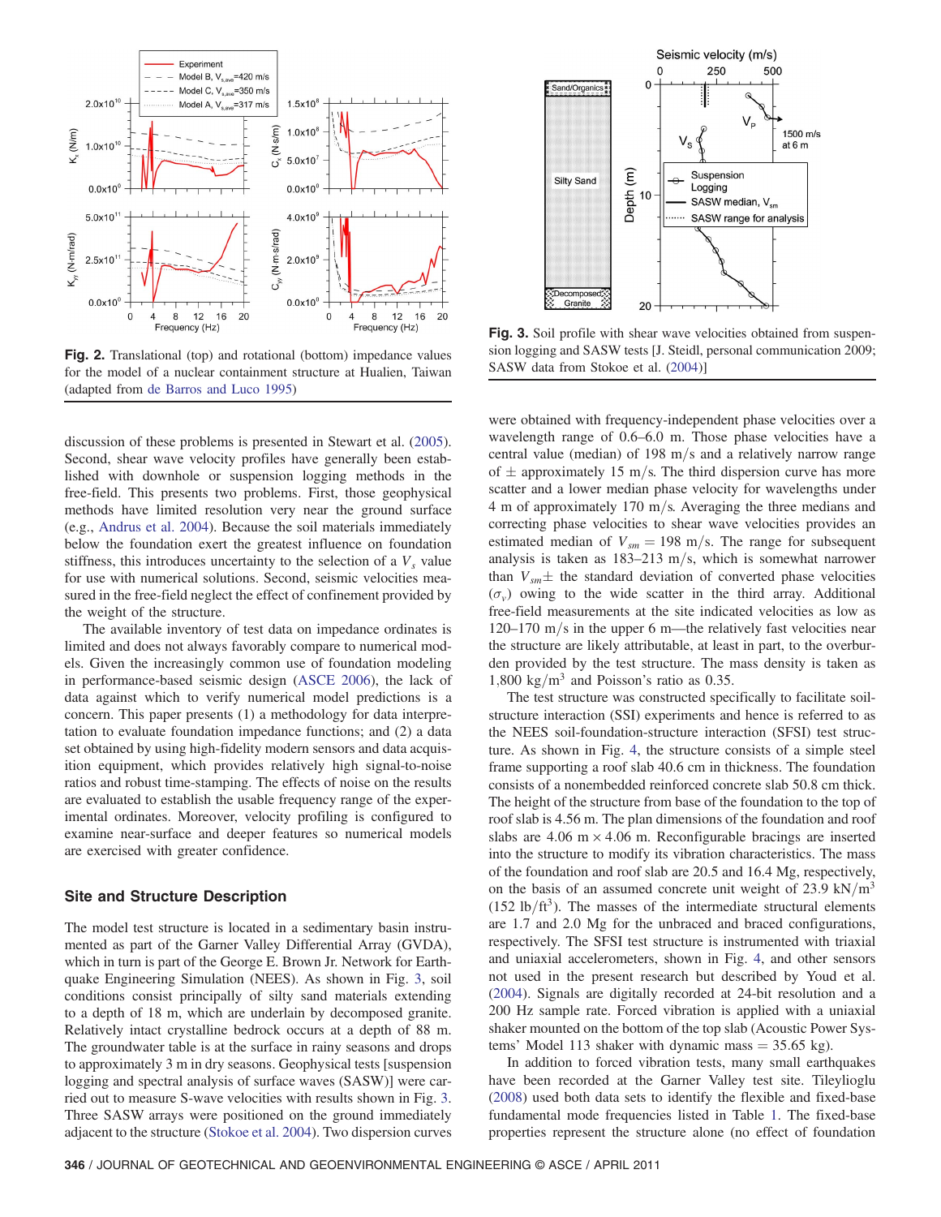**Fig. 2.** Translational (top) and rotational (bottom) impedance values for the model of a nuclear containment structure at Hualien, Taiwan (adapted from de Barros and Luco 1995)

**Fig. 3.** Soil profile with shear wave velocities obtained from suspension logging and SASW tests [J. Steidl, personal communication 2009; SASW data from Stokoe et al. (2004)]

discussion of these problems is presented in Stewart et al. (2005). Second, shear wave velocity profiles have generally been established with downhole or suspension logging methods in the free-field. This presents two problems. First, those geophysical methods have limited resolution very near the ground surface (e.g., Andrus et al. 2004). Because the soil materials immediately below the foundation exert the greatest influence on foundation stiffness, this introduces uncertainty to the selection of a $V_s$ value for use with numerical solutions. Second, seismic velocities measured in the free-field neglect the effect of confinement provided by the weight of the structure.

The available inventory of test data on impedance ordinates is limited and does not always favorably compare to numerical models. Given the increasingly common use of foundation modeling in performance-based seismic design (ASCE 2006), the lack of data against which to verify numerical model predictions is a concern. This paper presents (1) a methodology for data interpretation to evaluate foundation impedance functions; and (2) a data set obtained by using high-fidelity modern sensors and data acquisition equipment, which provides relatively high signal-to-noise ratios and robust time-stamping. The effects of noise on the results are evaluated to establish the usable frequency range of the experimental ordinates. Moreover, velocity profiling is configured to examine near-surface and deeper features so numerical models are exercised with greater confidence.

## Site and Structure Description

The model test structure is located in a sedimentary basin instrumented as part of the Garner Valley Differential Array (GVDA), which in turn is part of the George E. Brown Jr. Network for Earthquake Engineering Simulation (NEES). As shown in Fig. 3, soil conditions consist principally of silty sand materials extending to a depth of 18 m, which are underlain by decomposed granite. Relatively intact crystalline bedrock occurs at a depth of 88 m. The groundwater table is at the surface in rainy seasons and drops to approximately 3 m in dry seasons. Geophysical tests [suspension logging and spectral analysis of surface waves (SASW)] were carried out to measure S-wave velocities with results shown in Fig. 3. Three SASW arrays were positioned on the ground immediately adjacent to the structure (Stokoe et al. 2004). Two dispersion curves were obtained with frequency-independent phase velocities over a wavelength range of 0.6–6.0 m. Those phase velocities have a central value (median) of 198 m/s and a relatively narrow range of ± approximately 15 m/s. The third dispersion curve has more scatter and a lower median phase velocity for wavelengths under 4 m of approximately 170 m/s. Averaging the three medians and correcting phase velocities to shear wave velocities provides an estimated median of $V_{sm} = 198$ m/s. The range for subsequent analysis is taken as 183–213 m/s, which is somewhat narrower than $V_{sm}\pm$ the standard deviation of converted phase velocities ($\sigma_v$) owing to the wide scatter in the third array. Additional free-field measurements at the site indicated velocities as low as 120–170 m/s in the upper 6 m—the relatively fast velocities near the structure are likely attributable, at least in part, to the overburden provided by the test structure. The mass density is taken as 1,800 kg/m$^3$ and Poisson's ratio as 0.35.

The test structure was constructed specifically to facilitate soil-structure interaction (SSI) experiments and hence is referred to as the NEES soil-foundation-structure interaction (SFSI) test structure. As shown in Fig. 4, the structure consists of a simple steel frame supporting a roof slab 40.6 cm in thickness. The foundation consists of a nonembedded reinforced concrete slab 50.8 cm thick. The height of the structure from base of the foundation to the top of roof slab is 4.56 m. The plan dimensions of the foundation and roof slabs are 4.06 m × 4.06 m. Reconfigurable bracings are inserted into the structure to modify its vibration characteristics. The mass of the foundation and roof slab are 20.5 and 16.4 Mg, respectively, on the basis of an assumed concrete unit weight of 23.9 kN/m$^3$ (152 lb/ft$^3$). The masses of the intermediate structural elements are 1.7 and 2.0 Mg for the unbraced and braced configurations, respectively. The SFSI test structure is instrumented with triaxial and uniaxial accelerometers, shown in Fig. 4, and other sensors not used in the present research but described by Youd et al. (2004). Signals are digitally recorded at 24-bit resolution and a 200 Hz sample rate. Forced vibration is applied with a uniaxial shaker mounted on the bottom of the top slab (Acoustic Power Systems' Model 113 shaker with dynamic mass = 35.65 kg).

In addition to forced vibration tests, many small earthquakes have been recorded at the Garner Valley test site. Tileylioglu (2008) used both data sets to identify the flexible and fixed-base fundamental mode frequencies listed in Table 1. The fixed-base properties represent the structure alone (no effect of foundation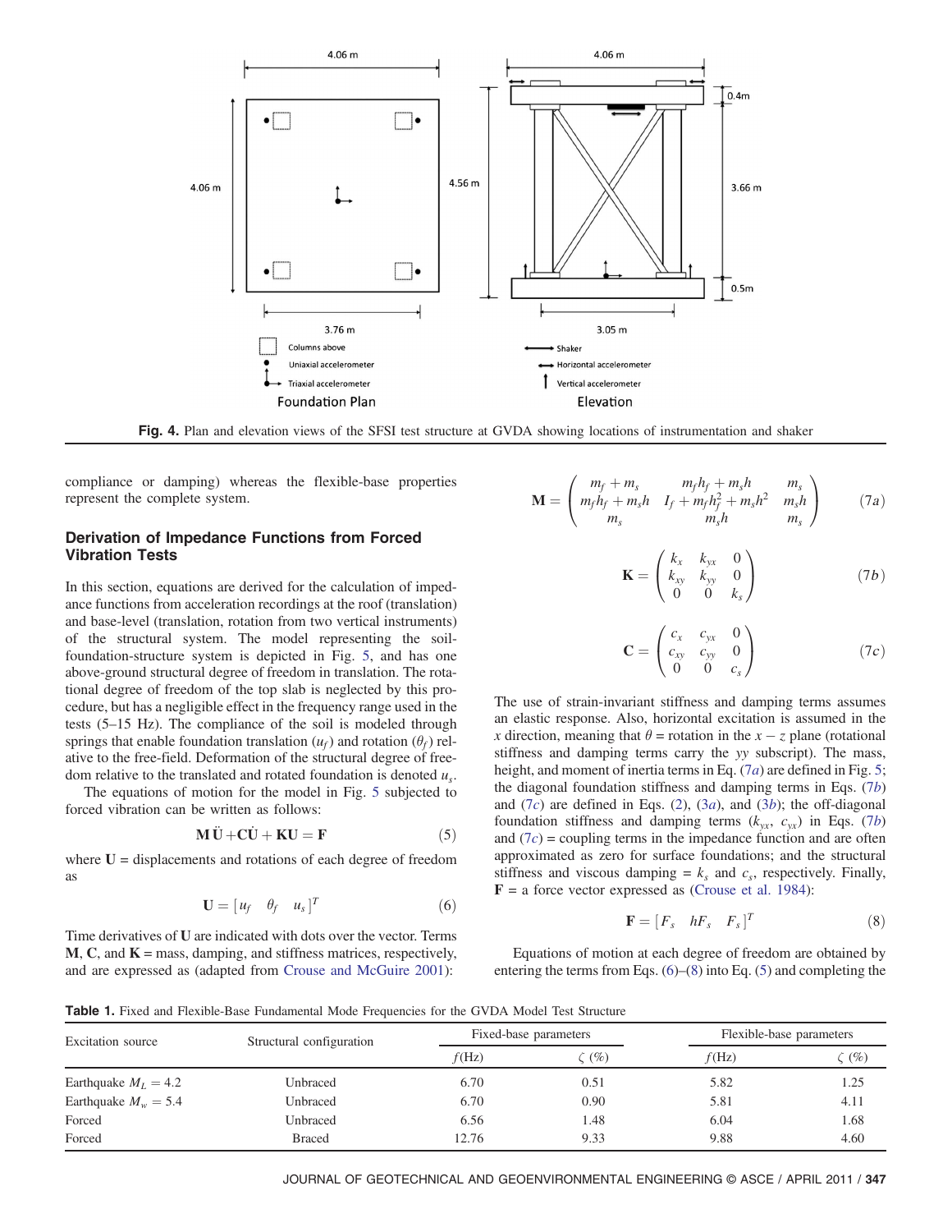Fig. 4. Plan and elevation views of the SFSI test structure at GVDA showing locations of instrumentation and shaker

compliance or damping) whereas the flexible-base properties represent the complete system.

## Derivation of Impedance Functions from Forced Vibration Tests

In this section, equations are derived for the calculation of impedance functions from acceleration recordings at the roof (translation) and base-level (translation, rotation from two vertical instruments) of the structural system. The model representing the soil-foundation-structure system is depicted in Fig. 5, and has one above-ground structural degree of freedom in translation. The rotational degree of freedom of the top slab is neglected by this procedure, but has a negligible effect in the frequency range used in the tests (5–15 Hz). The compliance of the soil is modeled through springs that enable foundation translation ($u_f$) and rotation ($\theta_f$) relative to the free-field. Deformation of the structural degree of freedom relative to the translated and rotated foundation is denoted $u_s$.

The equations of motion for the model in Fig. 5 subjected to forced vibration can be written as follows:

$$\mathbf{M}\ddot{\mathbf{U}} + \mathbf{C}\dot{\mathbf{U}} + \mathbf{K}\mathbf{U} = \mathbf{F} \tag{5}$$

where $\mathbf{U}$ = displacements and rotations of each degree of freedom as

$$\mathbf{U} = \begin{bmatrix} u_f & \theta_f & u_s \end{bmatrix}^T \tag{6}$$

Time derivatives of $\mathbf{U}$ are indicated with dots over the vector. Terms $\mathbf{M}$, $\mathbf{C}$, and $\mathbf{K}$ = mass, damping, and stiffness matrices, respectively, and are expressed as (adapted from Crouse and McGuire 2001):

$$\mathbf{M} = \begin{pmatrix} m_f + m_s & m_f h_f + m_s h & m_s \\ m_f h_f + m_s h & I_f + m_f h_f^2 + m_s h^2 & m_s h \\ m_s & m_s h & m_s \end{pmatrix} \tag{7a}$$

$$\mathbf{K} = \begin{pmatrix} k_x & k_{yx} & 0 \\ k_{xy} & k_{yy} & 0 \\ 0 & 0 & k_s \end{pmatrix} \tag{7b}$$

$$\mathbf{C} = \begin{pmatrix} c_x & c_{yx} & 0 \\ c_{xy} & c_{yy} & 0 \\ 0 & 0 & c_s \end{pmatrix} \tag{7c}$$

The use of strain-invariant stiffness and damping terms assumes an elastic response. Also, horizontal excitation is assumed in the $x$ direction, meaning that $\theta$ = rotation in the $x-z$ plane (rotational stiffness and damping terms carry the $yy$ subscript). The mass, height, and moment of inertia terms in Eq. (7a) are defined in Fig. 5; the diagonal foundation stiffness and damping terms in Eqs. (7b) and (7c) are defined in Eqs. (2), (3a), and (3b); the off-diagonal foundation stiffness and damping terms ($k_{yx}$, $c_{yx}$) in Eqs. (7b) and (7c) = coupling terms in the impedance function and are often approximated as zero for surface foundations; and the structural stiffness and viscous damping = $k_s$ and $c_s$, respectively. Finally, $\mathbf{F}$ = a force vector expressed as (Crouse et al. 1984):

$$\mathbf{F} = \begin{bmatrix} F_s & hF_s & F_s \end{bmatrix}^T \tag{8}$$

Equations of motion at each degree of freedom are obtained by entering the terms from Eqs. (6)–(8) into Eq. (5) and completing the

**Table 1.** Fixed and Flexible-Base Fundamental Mode Frequencies for the GVDA Model Test Structure

| Excitation source | Structural configuration | Fixed-base parameters | | Flexible-base parameters | |
|---|---|---|---|---|---|
| | | $f$(Hz) | $\zeta$ (%) | $f$(Hz) | $\zeta$ (%) |
| Earthquake $M_L = 4.2$ | Unbraced | 6.70 | 0.51 | 5.82 | 1.25 |
| Earthquake $M_w = 5.4$ | Unbraced | 6.70 | 0.90 | 5.81 | 4.11 |
| Forced | Unbraced | 6.56 | 1.48 | 6.04 | 1.68 |
| Forced | Braced | 12.76 | 9.33 | 9.88 | 4.60 |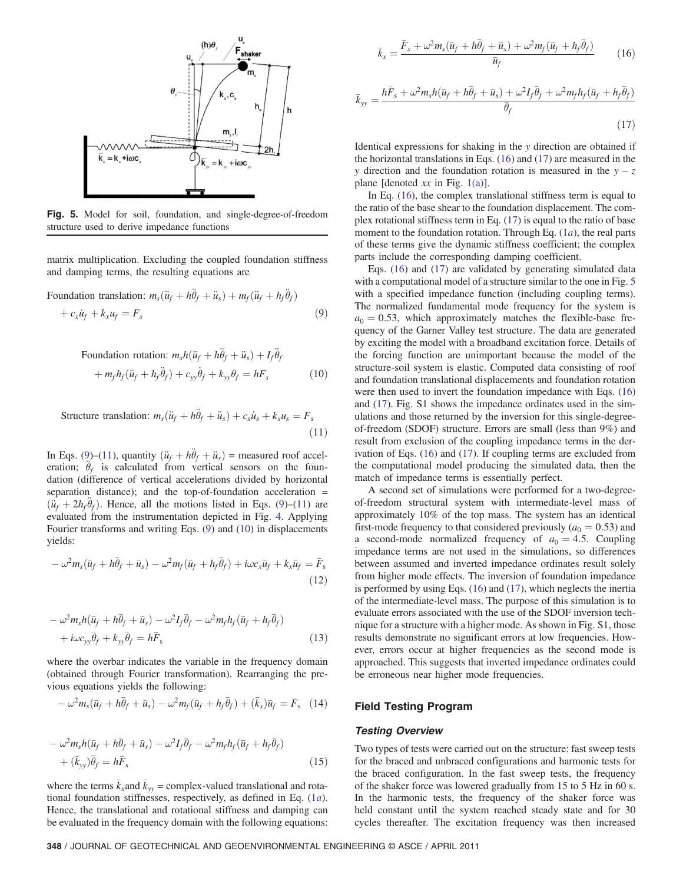Fig. 5. Model for soil, foundation, and single-degree-of-freedom structure used to derive impedance functions

matrix multiplication. Excluding the coupled foundation stiffness and damping terms, the resulting equations are

$$\text{Foundation translation: } m_s(\ddot{u}_f + h\ddot{\theta}_f + \ddot{u}_s) + m_f(\ddot{u}_f + h_f\ddot{\theta}_f) + c_x\dot{u}_f + k_x u_f = F_s \tag{9}$$

$$\text{Foundation rotation: } m_s h(\ddot{u}_f + h\ddot{\theta}_f + \ddot{u}_s) + I_f\ddot{\theta}_f + m_f h_f(\ddot{u}_f + h_f\ddot{\theta}_f) + c_{yy}\dot{\theta}_f + k_{yy}\theta_f = hF_s \tag{10}$$

$$\text{Structure translation: } m_s(\ddot{u}_f + h\ddot{\theta}_f + \ddot{u}_s) + c_s\dot{u}_s + k_s u_s = F_s \tag{11}$$

In Eqs. (9)–(11), quantity $(\ddot{u}_f + h\ddot{\theta}_f + \ddot{u}_s)$ = measured roof acceleration; $\ddot{\theta}_f$ is calculated from vertical sensors on the foundation (difference of vertical accelerations divided by horizontal separation distance); and the top-of-foundation acceleration = $(\ddot{u}_f + 2h_f\ddot{\theta}_f)$. Hence, all the motions listed in Eqs. (9)–(11) are evaluated from the instrumentation depicted in Fig. 4. Applying Fourier transforms and writing Eqs. (9) and (10) in displacements yields:

$$-\omega^2 m_s(\bar{u}_f + h\bar{\theta}_f + \bar{u}_s) - \omega^2 m_f(\bar{u}_f + h_f\bar{\theta}_f) + i\omega c_x\bar{u}_f + k_x\bar{u}_f = \bar{F}_s \tag{12}$$

$$-\omega^2 m_s h(\bar{u}_f + h\bar{\theta}_f + \bar{u}_s) - \omega^2 I_f\bar{\theta}_f - \omega^2 m_f h_f(\bar{u}_f + h_f\bar{\theta}_f) + i\omega c_{yy}\bar{\theta}_f + k_{yy}\bar{\theta}_f = h\bar{F}_s \tag{13}$$

where the overbar indicates the variable in the frequency domain (obtained through Fourier transformation). Rearranging the previous equations yields the following:

$$-\omega^2 m_s(\bar{u}_f + h\bar{\theta}_f + \bar{u}_s) - \omega^2 m_f(\bar{u}_f + h_f\bar{\theta}_f) + (\bar{k}_x)\bar{u}_f = \bar{F}_s \tag{14}$$

$$-\omega^2 m_s h(\bar{u}_f + h\bar{\theta}_f + \bar{u}_s) - \omega^2 I_f\bar{\theta}_f - \omega^2 m_f h_f(\bar{u}_f + h_f\bar{\theta}_f) + (\bar{k}_{yy})\bar{\theta}_f = h\bar{F}_s \tag{15}$$

where the terms $\bar{k}_x$ and $\bar{k}_{yy}$ = complex-valued translational and rotational foundation stiffnesses, respectively, as defined in Eq. (1a). Hence, the translational and rotational stiffness and damping can be evaluated in the frequency domain with the following equations:

$$\bar{k}_x = \frac{\bar{F}_s + \omega^2 m_s(\bar{u}_f + h\bar{\theta}_f + \bar{u}_s) + \omega^2 m_f(\bar{u}_f + h_f\bar{\theta}_f)}{\bar{u}_f} \tag{16}$$

$$\bar{k}_{yy} = \frac{h\bar{F}_s + \omega^2 m_s h(\bar{u}_f + h\bar{\theta}_f + \bar{u}_s) + \omega^2 I_f\bar{\theta}_f + \omega^2 m_f h_f(\bar{u}_f + h_f\bar{\theta}_f)}{\bar{\theta}_f} \tag{17}$$

Identical expressions for shaking in the $y$ direction are obtained if the horizontal translations in Eqs. (16) and (17) are measured in the $y$ direction and the foundation rotation is measured in the $y-z$ plane [denoted $xx$ in Fig. 1(a)].

In Eq. (16), the complex translational stiffness term is equal to the ratio of the base shear to the foundation displacement. The complex rotational stiffness term in Eq. (17) is equal to the ratio of base moment to the foundation rotation. Through Eq. (1a), the real parts of these terms give the dynamic stiffness coefficient; the complex parts include the corresponding damping coefficient.

Eqs. (16) and (17) are validated by generating simulated data with a computational model of a structure similar to the one in Fig. 5 with a specified impedance function (including coupling terms). The normalized fundamental mode frequency for the system is $a_0 = 0.53$, which approximately matches the flexible-base frequency of the Garner Valley test structure. The data are generated by exciting the model with a broadband excitation force. Details of the forcing function are unimportant because the model of the structure-soil system is elastic. Computed data consisting of roof and foundation translational displacements and foundation rotation were then used to invert the foundation impedance with Eqs. (16) and (17). Fig. S1 shows the impedance ordinates used in the simulations and those returned by the inversion for this single-degree-of-freedom (SDOF) structure. Errors are small (less than 9%) and result from exclusion of the coupling impedance terms in the derivation of Eqs. (16) and (17). If coupling terms are excluded from the computational model producing the simulated data, then the match of impedance terms is essentially perfect.

A second set of simulations were performed for a two-degree-of-freedom structural system with intermediate-level mass of approximately 10% of the top mass. The system has an identical first-mode frequency to that considered previously ($a_0 = 0.53$) and a second-mode normalized frequency of $a_0 = 4.5$. Coupling impedance terms are not used in the simulations, so differences between assumed and inverted impedance ordinates result solely from higher mode effects. The inversion of foundation impedance is performed by using Eqs. (16) and (17), which neglects the inertia of the intermediate-level mass. The purpose of this simulation is to evaluate errors associated with the use of the SDOF inversion technique for a structure with a higher mode. As shown in Fig. S1, those results demonstrate no significant errors at low frequencies. However, errors occur at higher frequencies as the second mode is approached. This suggests that inverted impedance ordinates could be erroneous near higher mode frequencies.

## Field Testing Program

### Testing Overview

Two types of tests were carried out on the structure: fast sweep tests for the braced and unbraced configurations and harmonic tests for the braced configuration. In the fast sweep tests, the frequency of the shaker force was lowered gradually from 15 to 5 Hz in 60 s. In the harmonic tests, the frequency of the shaker force was held constant until the system reached steady state and for 30 cycles thereafter. The excitation frequency was then increased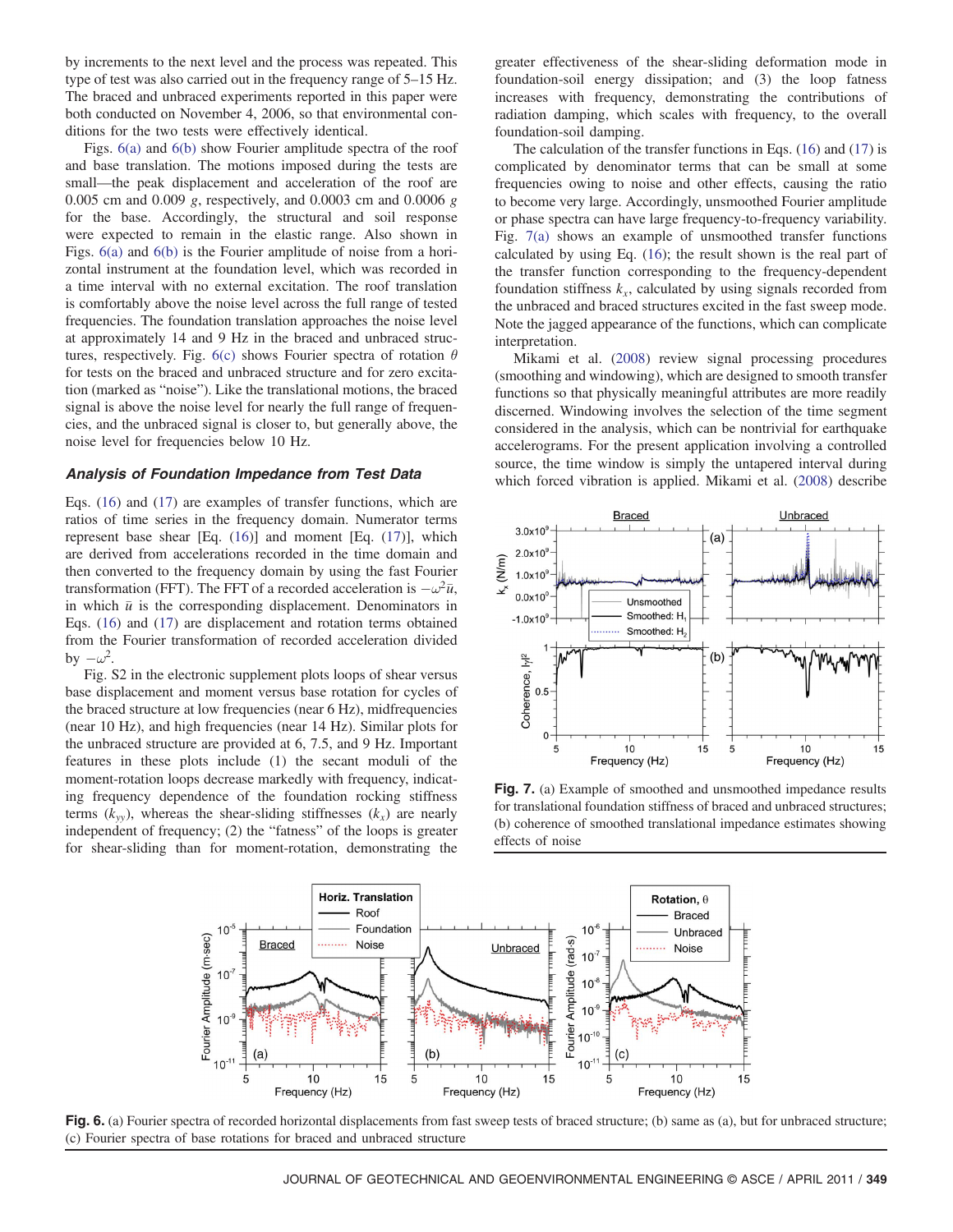by increments to the next level and the process was repeated. This type of test was also carried out in the frequency range of 5–15 Hz. The braced and unbraced experiments reported in this paper were both conducted on November 4, 2006, so that environmental conditions for the two tests were effectively identical.

Figs. 6(a) and 6(b) show Fourier amplitude spectra of the roof and base translation. The motions imposed during the tests are small—the peak displacement and acceleration of the roof are 0.005 cm and 0.009 $g$, respectively, and 0.0003 cm and 0.0006 $g$ for the base. Accordingly, the structural and soil response were expected to remain in the elastic range. Also shown in Figs. 6(a) and 6(b) is the Fourier amplitude of noise from a horizontal instrument at the foundation level, which was recorded in a time interval with no external excitation. The roof translation is comfortably above the noise level across the full range of tested frequencies. The foundation translation approaches the noise level at approximately 14 and 9 Hz in the braced and unbraced structures, respectively. Fig. 6(c) shows Fourier spectra of rotation $\theta$ for tests on the braced and unbraced structure and for zero excitation (marked as "noise"). Like the translational motions, the braced signal is above the noise level for nearly the full range of frequencies, and the unbraced signal is closer to, but generally above, the noise level for frequencies below 10 Hz.

### Analysis of Foundation Impedance from Test Data

Eqs. (16) and (17) are examples of transfer functions, which are ratios of time series in the frequency domain. Numerator terms represent base shear [Eq. (16)] and moment [Eq. (17)], which are derived from accelerations recorded in the time domain and then converted to the frequency domain by using the fast Fourier transformation (FFT). The FFT of a recorded acceleration is $-\omega^2\bar{u}$, in which $\bar{u}$ is the corresponding displacement. Denominators in Eqs. (16) and (17) are displacement and rotation terms obtained from the Fourier transformation of recorded acceleration divided by $-\omega^2$.

Fig. S2 in the electronic supplement plots loops of shear versus base displacement and moment versus base rotation for cycles of the braced structure at low frequencies (near 6 Hz), midfrequencies (near 10 Hz), and high frequencies (near 14 Hz). Similar plots for the unbraced structure are provided at 6, 7.5, and 9 Hz. Important features in these plots include (1) the secant moduli of the moment-rotation loops decrease markedly with frequency, indicating frequency dependence of the foundation rocking stiffness terms ($k_{yy}$), whereas the shear-sliding stiffnesses ($k_x$) are nearly independent of frequency; (2) the "fatness" of the loops is greater for shear-sliding than for moment-rotation, demonstrating the greater effectiveness of the shear-sliding deformation mode in foundation-soil energy dissipation; and (3) the loop fatness increases with frequency, demonstrating the contributions of radiation damping, which scales with frequency, to the overall foundation-soil damping.

The calculation of the transfer functions in Eqs. (16) and (17) is complicated by denominator terms that can be small at some frequencies owing to noise and other effects, causing the ratio to become very large. Accordingly, unsmoothed Fourier amplitude or phase spectra can have large frequency-to-frequency variability. Fig. 7(a) shows an example of unsmoothed transfer functions calculated by using Eq. (16); the result shown is the real part of the transfer function corresponding to the frequency-dependent foundation stiffness $k_x$, calculated by using signals recorded from the unbraced and braced structures excited in the fast sweep mode. Note the jagged appearance of the functions, which can complicate interpretation.

Mikami et al. (2008) review signal processing procedures (smoothing and windowing), which are designed to smooth transfer functions so that physically meaningful attributes are more readily discerned. Windowing involves the selection of the time segment considered in the analysis, which can be nontrivial for earthquake accelerograms. For the present application involving a controlled source, the time window is simply the untapered interval during which forced vibration is applied. Mikami et al. (2008) describe

**Fig. 7.** (a) Example of smoothed and unsmoothed impedance results for translational foundation stiffness of braced and unbraced structures; (b) coherence of smoothed translational impedance estimates showing effects of noise

**Fig. 6.** (a) Fourier spectra of recorded horizontal displacements from fast sweep tests of braced structure; (b) same as (a), but for unbraced structure; (c) Fourier spectra of base rotations for braced and unbraced structure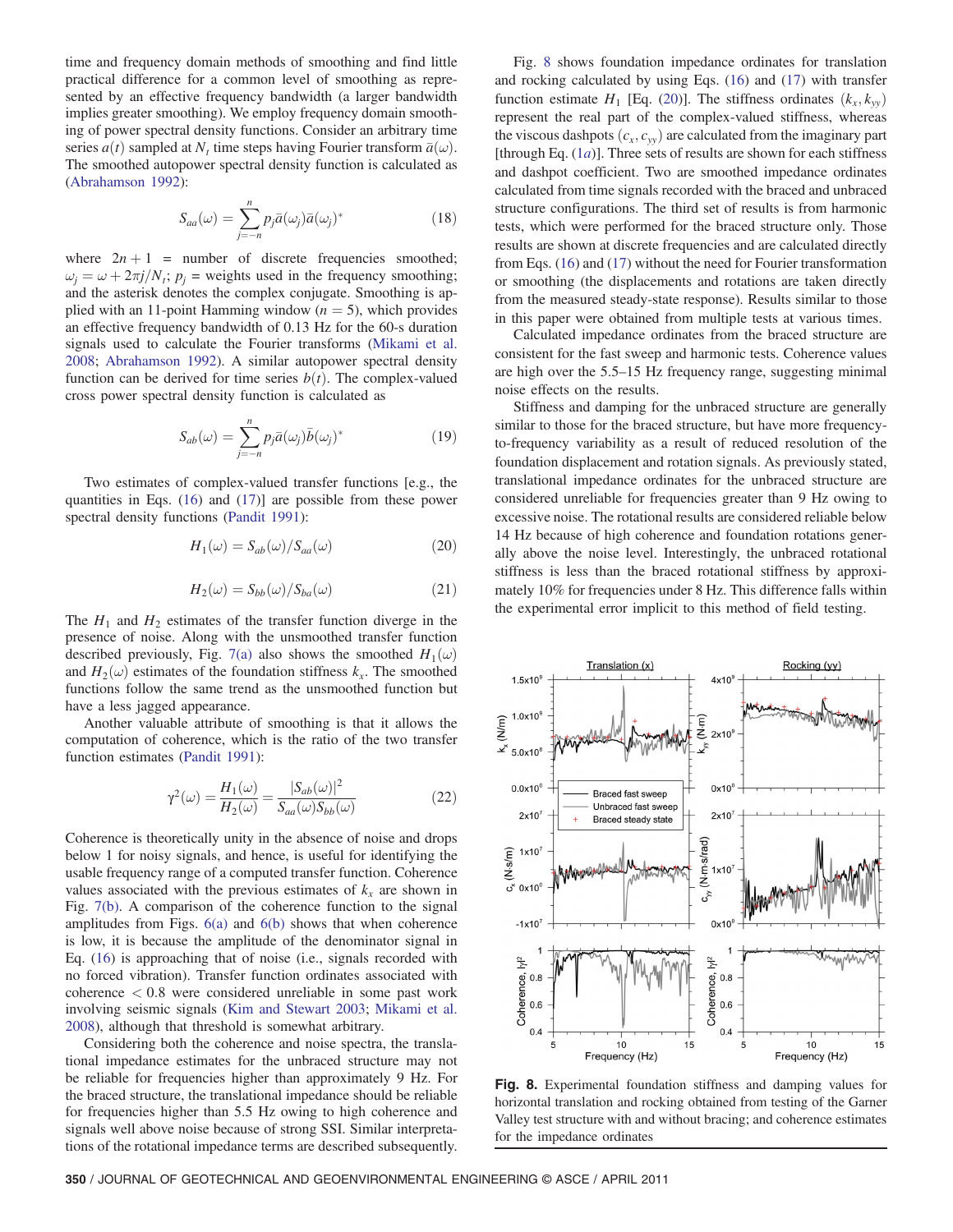time and frequency domain methods of smoothing and find little practical difference for a common level of smoothing as represented by an effective frequency bandwidth (a larger bandwidth implies greater smoothing). We employ frequency domain smoothing of power spectral density functions. Consider an arbitrary time series $a(t)$ sampled at $N_t$ time steps having Fourier transform $\bar{a}(\omega)$. The smoothed autopower spectral density function is calculated as (Abrahamson 1992):

$$S_{aa}(\omega) = \sum_{j=-n}^{n} p_j \bar{a}(\omega_j)\bar{a}(\omega_j)^* \tag{18}$$

where $2n + 1$ = number of discrete frequencies smoothed; $\omega_j = \omega + 2\pi j/N_t$; $p_j$ = weights used in the frequency smoothing; and the asterisk denotes the complex conjugate. Smoothing is applied with an 11-point Hamming window ($n = 5$), which provides an effective frequency bandwidth of 0.13 Hz for the 60-s duration signals used to calculate the Fourier transforms (Mikami et al. 2008; Abrahamson 1992). A similar autopower spectral density function can be derived for time series $b(t)$. The complex-valued cross power spectral density function is calculated as

$$S_{ab}(\omega) = \sum_{j=-n}^{n} p_j \bar{a}(\omega_j)\bar{b}(\omega_j)^* \tag{19}$$

Two estimates of complex-valued transfer functions [e.g., the quantities in Eqs. (16) and (17)] are possible from these power spectral density functions (Pandit 1991):

$$H_1(\omega) = S_{ab}(\omega)/S_{aa}(\omega) \tag{20}$$

$$H_2(\omega) = S_{bb}(\omega)/S_{ba}(\omega) \tag{21}$$

The $H_1$ and $H_2$ estimates of the transfer function diverge in the presence of noise. Along with the unsmoothed transfer function described previously, Fig. 7(a) also shows the smoothed $H_1(\omega)$ and $H_2(\omega)$ estimates of the foundation stiffness $k_x$. The smoothed functions follow the same trend as the unsmoothed function but have a less jagged appearance.

Another valuable attribute of smoothing is that it allows the computation of coherence, which is the ratio of the two transfer function estimates (Pandit 1991):

$$\gamma^2(\omega) = \frac{H_1(\omega)}{H_2(\omega)} = \frac{|S_{ab}(\omega)|^2}{S_{aa}(\omega)S_{bb}(\omega)} \tag{22}$$

Coherence is theoretically unity in the absence of noise and drops below 1 for noisy signals, and hence, is useful for identifying the usable frequency range of a computed transfer function. Coherence values associated with the previous estimates of $k_x$ are shown in Fig. 7(b). A comparison of the coherence function to the signal amplitudes from Figs. 6(a) and 6(b) shows that when coherence is low, it is because the amplitude of the denominator signal in Eq. (16) is approaching that of noise (i.e., signals recorded with no forced vibration). Transfer function ordinates associated with coherence $< 0.8$ were considered unreliable in some past work involving seismic signals (Kim and Stewart 2003; Mikami et al. 2008), although that threshold is somewhat arbitrary.

Considering both the coherence and noise spectra, the translational impedance estimates for the unbraced structure may not be reliable for frequencies higher than approximately 9 Hz. For the braced structure, the translational impedance should be reliable for frequencies higher than 5.5 Hz owing to high coherence and signals well above noise because of strong SSI. Similar interpretations of the rotational impedance terms are described subsequently.

Fig. 8 shows foundation impedance ordinates for translation and rocking calculated by using Eqs. (16) and (17) with transfer function estimate $H_1$ [Eq. (20)]. The stiffness ordinates $(k_x, k_{yy})$ represent the real part of the complex-valued stiffness, whereas the viscous dashpots $(c_x, c_{yy})$ are calculated from the imaginary part [through Eq. (1a)]. Three sets of results are shown for each stiffness and dashpot coefficient. Two are smoothed impedance ordinates calculated from time signals recorded with the braced and unbraced structure configurations. The third set of results is from harmonic tests, which were performed for the braced structure only. Those results are shown at discrete frequencies and are calculated directly from Eqs. (16) and (17) without the need for Fourier transformation or smoothing (the displacements and rotations are taken directly from the measured steady-state response). Results similar to those in this paper were obtained from multiple tests at various times.

Calculated impedance ordinates from the braced structure are consistent for the fast sweep and harmonic tests. Coherence values are high over the 5.5–15 Hz frequency range, suggesting minimal noise effects on the results.

Stiffness and damping for the unbraced structure are generally similar to those for the braced structure, but have more frequency-to-frequency variability as a result of reduced resolution of the foundation displacement and rotation signals. As previously stated, translational impedance ordinates for the unbraced structure are considered unreliable for frequencies greater than 9 Hz owing to excessive noise. The rotational results are considered reliable below 14 Hz because of high coherence and foundation rotations generally above the noise level. Interestingly, the unbraced rotational stiffness is less than the braced rotational stiffness by approximately 10% for frequencies under 8 Hz. This difference falls within the experimental error implicit to this method of field testing.

**Fig. 8.** Experimental foundation stiffness and damping values for horizontal translation and rocking obtained from testing of the Garner Valley test structure with and without bracing; and coherence estimates for the impedance ordinates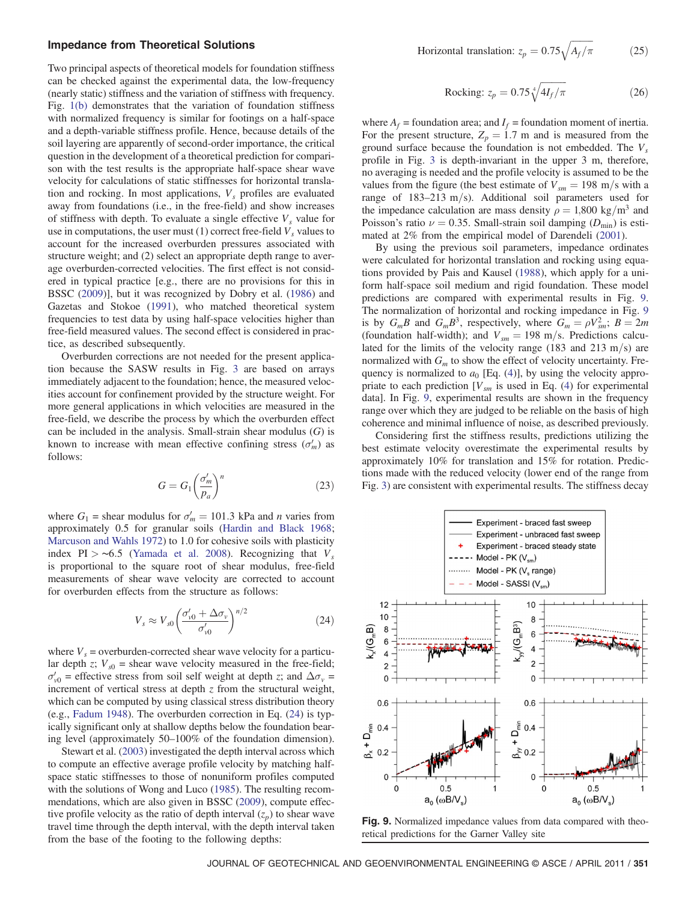### Impedance from Theoretical Solutions

Two principal aspects of theoretical models for foundation stiffness can be checked against the experimental data, the low-frequency (nearly static) stiffness and the variation of stiffness with frequency. Fig. 1(b) demonstrates that the variation of foundation stiffness with normalized frequency is similar for footings on a half-space and a depth-variable stiffness profile. Hence, because details of the soil layering are apparently of second-order importance, the critical question in the development of a theoretical prediction for comparison with the test results is the appropriate half-space shear wave velocity for calculations of static stiffnesses for horizontal translation and rocking. In most applications, $V_s$ profiles are evaluated away from foundations (i.e., in the free-field) and show increases of stiffness with depth. To evaluate a single effective $V_s$ value for use in computations, the user must (1) correct free-field $V_s$ values to account for the increased overburden pressures associated with structure weight; and (2) select an appropriate depth range to average overburden-corrected velocities. The first effect is not considered in typical practice [e.g., there are no provisions for this in BSSC (2009)], but it was recognized by Dobry et al. (1986) and Gazetas and Stokoe (1991), who matched theoretical system frequencies to test data by using half-space velocities higher than free-field measured values. The second effect is considered in practice, as described subsequently.

Overburden corrections are not needed for the present application because the SASW results in Fig. 3 are based on arrays immediately adjacent to the foundation; hence, the measured velocities account for confinement provided by the structure weight. For more general applications in which velocities are measured in the free-field, we describe the process by which the overburden effect can be included in the analysis. Small-strain shear modulus ($G$) is known to increase with mean effective confining stress ($\sigma'_m$) as follows:

$$G = G_1\left(\frac{\sigma'_m}{p_a}\right)^n \tag{23}$$

where $G_1$ = shear modulus for $\sigma'_m = 101.3$ kPa and $n$ varies from approximately 0.5 for granular soils (Hardin and Black 1968; Marcuson and Wahls 1972) to 1.0 for cohesive soils with plasticity index PI > ~6.5 (Yamada et al. 2008). Recognizing that $V_s$ is proportional to the square root of shear modulus, free-field measurements of shear wave velocity are corrected to account for overburden effects from the structure as follows:

$$V_s \approx V_{s0}\left(\frac{\sigma'_{v0} + \Delta\sigma_v}{\sigma'_{v0}}\right)^{n/2} \tag{24}$$

where $V_s$ = overburden-corrected shear wave velocity for a particular depth $z$; $V_{s0}$ = shear wave velocity measured in the free-field; $\sigma'_{v0}$ = effective stress from soil self weight at depth $z$; and $\Delta\sigma_v$ = increment of vertical stress at depth $z$ from the structural weight, which can be computed by using classical stress distribution theory (e.g., Fadum 1948). The overburden correction in Eq. (24) is typically significant only at shallow depths below the foundation bearing level (approximately 50–100% of the foundation dimension).

Stewart et al. (2003) investigated the depth interval across which to compute an effective average profile velocity by matching half-space static stiffnesses to those of nonuniform profiles computed with the solutions of Wong and Luco (1985). The resulting recommendations, which are also given in BSSC (2009), compute effective profile velocity as the ratio of depth interval ($z_p$) to shear wave travel time through the depth interval, with the depth interval taken from the base of the footing to the following depths:

$$\text{Horizontal translation: } z_p = 0.75\sqrt{A_f/\pi} \tag{25}$$

$$\text{Rocking: } z_p = 0.75\sqrt[4]{4I_f/\pi} \tag{26}$$

where $A_f$ = foundation area; and $I_f$ = foundation moment of inertia. For the present structure, $Z_p = 1.7$ m and is measured from the ground surface because the foundation is not embedded. The $V_s$ profile in Fig. 3 is depth-invariant in the upper 3 m, therefore, no averaging is needed and the profile velocity is assumed to be the values from the figure (the best estimate of $V_{sm} = 198$ m/s with a range of 183–213 m/s). Additional soil parameters used for the impedance calculation are mass density $\rho = 1{,}800$ kg/m$^3$ and Poisson's ratio $\nu = 0.35$. Small-strain soil damping ($D_{\min}$) is estimated at 2% from the empirical model of Darendeli (2001).

By using the previous soil parameters, impedance ordinates were calculated for horizontal translation and rocking using equations provided by Pais and Kausel (1988), which apply for a uniform half-space soil medium and rigid foundation. These model predictions are compared with experimental results in Fig. 9. The normalization of horizontal and rocking impedance in Fig. 9 is by $G_m B$ and $G_m B^3$, respectively, where $G_m = \rho V_{sm}^2$; $B = 2m$ (foundation half-width); and $V_{sm} = 198$ m/s. Predictions calculated for the limits of the velocity range (183 and 213 m/s) are normalized with $G_m$ to show the effect of velocity uncertainty. Frequency is normalized to $a_0$ [Eq. (4)], by using the velocity appropriate to each prediction [$V_{sm}$ is used in Eq. (4) for experimental data]. In Fig. 9, experimental results are shown in the frequency range over which they are judged to be reliable on the basis of high coherence and minimal influence of noise, as described previously.

Considering first the stiffness results, predictions utilizing the best estimate velocity overestimate the experimental results by approximately 10% for translation and 15% for rotation. Predictions made with the reduced velocity (lower end of the range from Fig. 3) are consistent with experimental results. The stiffness decay

**Fig. 9.** Normalized impedance values from data compared with theoretical predictions for the Garner Valley site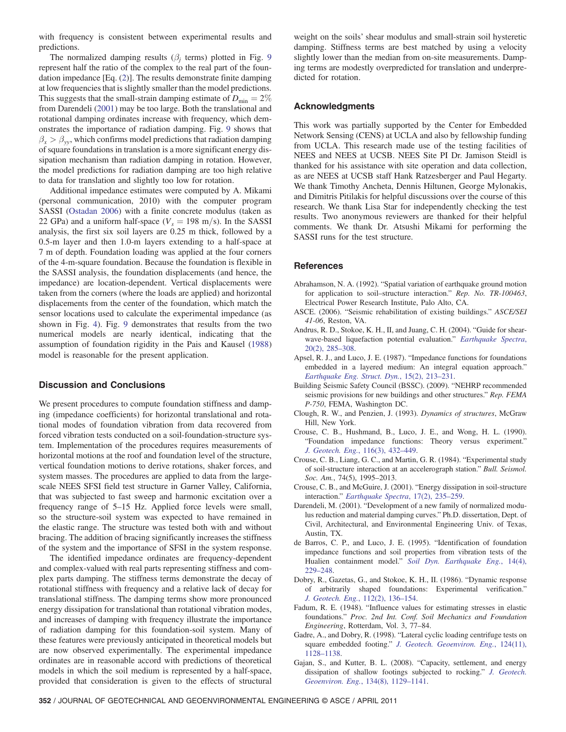with frequency is consistent between experimental results and predictions.

The normalized damping results ($\beta_j$ terms) plotted in Fig. 9 represent half the ratio of the complex to the real part of the foundation impedance [Eq. (2)]. The results demonstrate finite damping at low frequencies that is slightly smaller than the model predictions. This suggests that the small-strain damping estimate of $D_{min} = 2\%$ from Darendeli (2001) may be too large. Both the translational and rotational damping ordinates increase with frequency, which demonstrates the importance of radiation damping. Fig. 9 shows that $\beta_x > \beta_{yy}$, which confirms model predictions that radiation damping of square foundations in translation is a more significant energy dissipation mechanism than radiation damping in rotation. However, the model predictions for radiation damping are too high relative to data for translation and slightly too low for rotation.

Additional impedance estimates were computed by A. Mikami (personal communication, 2010) with the computer program SASSI (Ostadan 2006) with a finite concrete modulus (taken as 22 GPa) and a uniform half-space ($V_s = 198$ m/s). In the SASSI analysis, the first six soil layers are 0.25 m thick, followed by a 0.5-m layer and then 1.0-m layers extending to a half-space at 7 m of depth. Foundation loading was applied at the four corners of the 4-m-square foundation. Because the foundation is flexible in the SASSI analysis, the foundation displacements (and hence, the impedance) are location-dependent. Vertical displacements were taken from the corners (where the loads are applied) and horizontal displacements from the center of the foundation, which match the sensor locations used to calculate the experimental impedance (as shown in Fig. 4). Fig. 9 demonstrates that results from the two numerical models are nearly identical, indicating that the assumption of foundation rigidity in the Pais and Kausel (1988) model is reasonable for the present application.

## Discussion and Conclusions

We present procedures to compute foundation stiffness and damping (impedance coefficients) for horizontal translational and rotational modes of foundation vibration from data recovered from forced vibration tests conducted on a soil-foundation-structure system. Implementation of the procedures requires measurements of horizontal motions at the roof and foundation level of the structure, vertical foundation motions to derive rotations, shaker forces, and system masses. The procedures are applied to data from the large-scale NEES SFSI field test structure in Garner Valley, California, that was subjected to fast sweep and harmonic excitation over a frequency range of 5–15 Hz. Applied force levels were small, so the structure-soil system was expected to have remained in the elastic range. The structure was tested both with and without bracing. The addition of bracing significantly increases the stiffness of the system and the importance of SFSI in the system response.

The identified impedance ordinates are frequency-dependent and complex-valued with real parts representing stiffness and complex parts damping. The stiffness terms demonstrate the decay of rotational stiffness with frequency and a relative lack of decay for translational stiffness. The damping terms show more pronounced energy dissipation for translational than rotational vibration modes, and increases of damping with frequency illustrate the importance of radiation damping for this foundation-soil system. Many of these features were previously anticipated in theoretical models but are now observed experimentally. The experimental impedance ordinates are in reasonable accord with predictions of theoretical models in which the soil medium is represented by a half-space, provided that consideration is given to the effects of structural weight on the soils' shear modulus and small-strain soil hysteretic damping. Stiffness terms are best matched by using a velocity slightly lower than the median from on-site measurements. Damping terms are modestly overpredicted for translation and underpredicted for rotation.

## Acknowledgments

This work was partially supported by the Center for Embedded Network Sensing (CENS) at UCLA and also by fellowship funding from UCLA. This research made use of the testing facilities of NEES and NEES at UCSB. NEES Site PI Dr. Jamison Steidl is thanked for his assistance with site operation and data collection, as are NEES at UCSB staff Hank Ratzesberger and Paul Hegarty. We thank Timothy Ancheta, Dennis Hiltunen, George Mylonakis, and Dimitris Pitilakis for helpful discussions over the course of this research. We thank Lisa Star for independently checking the test results. Two anonymous reviewers are thanked for their helpful comments. We thank Dr. Atsushi Mikami for performing the SASSI runs for the test structure.

## References

Abrahamson, N. A. (1992). "Spatial variation of earthquake ground motion for application to soil–structure interaction." *Rep. No. TR-100463*, Electrical Power Research Institute, Palo Alto, CA.

ASCE. (2006). "Seismic rehabilitation of existing buildings." *ASCE/SEI 41-06*, Reston, VA.

Andrus, R. D., Stokoe, K. H., II, and Juang, C. H. (2004). "Guide for shear-wave-based liquefaction potential evaluation." *Earthquake Spectra*, 20(2), 285–308.

Apsel, R. J., and Luco, J. E. (1987). "Impedance functions for foundations embedded in a layered medium: An integral equation approach." *Earthquake Eng. Struct. Dyn.*, 15(2), 213–231.

Building Seismic Safety Council (BSSC). (2009). "NEHRP recommended seismic provisions for new buildings and other structures." *Rep. FEMA P-750*, FEMA, Washington DC.

Clough, R. W., and Penzien, J. (1993). *Dynamics of structures*, McGraw Hill, New York.

Crouse, C. B., Hushmand, B., Luco, J. E., and Wong, H. L. (1990). "Foundation impedance functions: Theory versus experiment." *J. Geotech. Eng.*, 116(3), 432–449.

Crouse, C. B., Liang, G. C., and Martin, G. R. (1984). "Experimental study of soil-structure interaction at an accelerograph station." *Bull. Seismol. Soc. Am.*, 74(5), 1995–2013.

Crouse, C. B., and McGuire, J. (2001). "Energy dissipation in soil-structure interaction." *Earthquake Spectra*, 17(2), 235–259.

Darendeli, M. (2001). "Development of a new family of normalized modulus reduction and material damping curves." Ph.D. dissertation, Dept. of Civil, Architectural, and Environmental Engineering Univ. of Texas, Austin, TX.

de Barros, C. P., and Luco, J. E. (1995). "Identification of foundation impedance functions and soil properties from vibration tests of the Hualien containment model." *Soil Dyn. Earthquake Eng.*, 14(4), 229–248.

Dobry, R., Gazetas, G., and Stokoe, K. H., II. (1986). "Dynamic response of arbitrarily shaped foundations: Experimental verification." *J. Geotech. Eng.*, 112(2), 136–154.

Fadum, R. E. (1948). "Influence values for estimating stresses in elastic foundations." *Proc. 2nd Int. Conf. Soil Mechanics and Foundation Engineering*, Rotterdam, Vol. 3, 77–84.

Gadre, A., and Dobry, R. (1998). "Lateral cyclic loading centrifuge tests on square embedded footing." *J. Geotech. Geoenviron. Eng.*, 124(11), 1128–1138.

Gajan, S., and Kutter, B. L. (2008). "Capacity, settlement, and energy dissipation of shallow footings subjected to rocking." *J. Geotech. Geoenviron. Eng.*, 134(8), 1129–1141.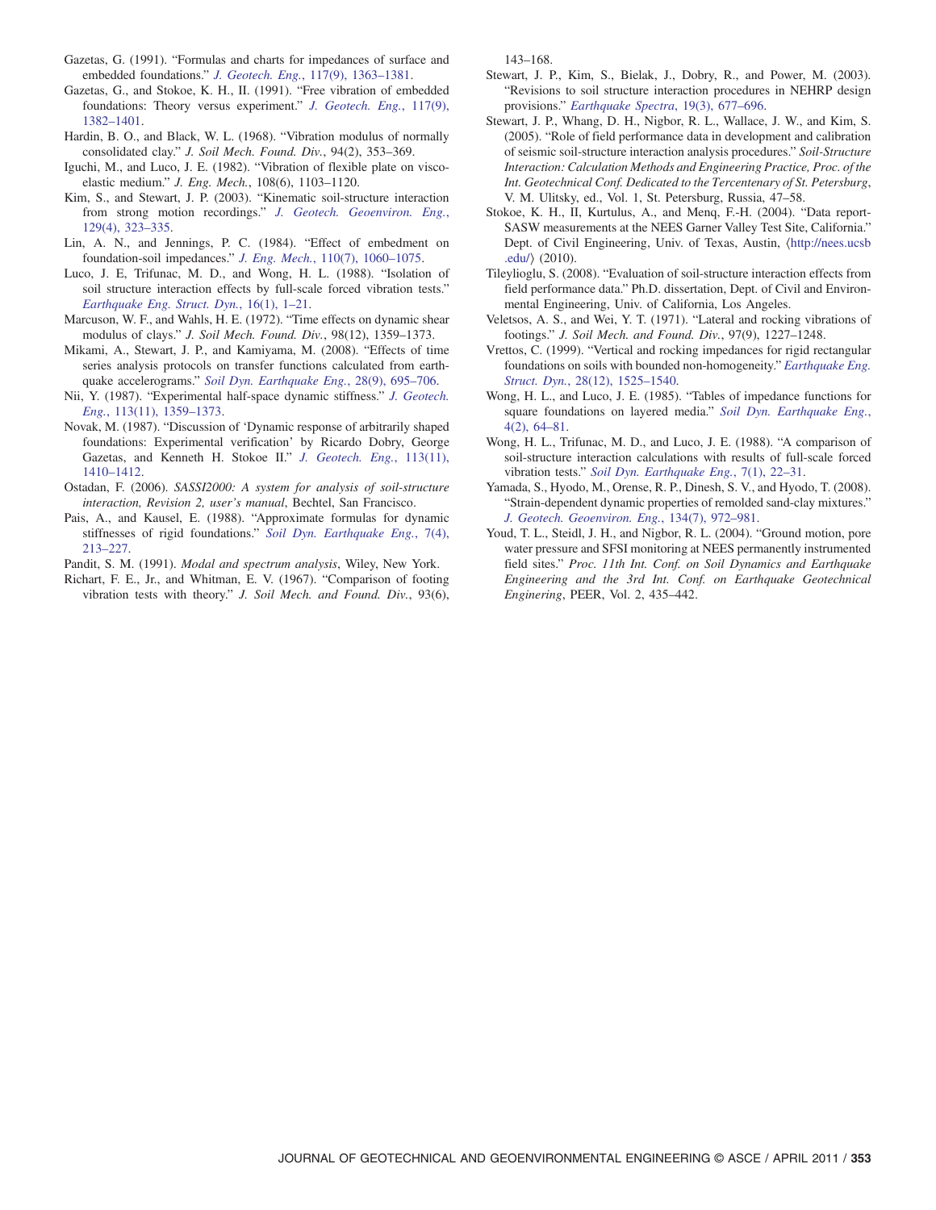Gazetas, G. (1991). "Formulas and charts for impedances of surface and embedded foundations." *J. Geotech. Eng.*, 117(9), 1363–1381.

Gazetas, G., and Stokoe, K. H., II. (1991). "Free vibration of embedded foundations: Theory versus experiment." *J. Geotech. Eng.*, 117(9), 1382–1401.

Hardin, B. O., and Black, W. L. (1968). "Vibration modulus of normally consolidated clay." *J. Soil Mech. Found. Div.*, 94(2), 353–369.

Iguchi, M., and Luco, J. E. (1982). "Vibration of flexible plate on viscoelastic medium." *J. Eng. Mech.*, 108(6), 1103–1120.

Kim, S., and Stewart, J. P. (2003). "Kinematic soil-structure interaction from strong motion recordings." *J. Geotech. Geoenviron. Eng.*, 129(4), 323–335.

Lin, A. N., and Jennings, P. C. (1984). "Effect of embedment on foundation-soil impedances." *J. Eng. Mech.*, 110(7), 1060–1075.

Luco, J. E, Trifunac, M. D., and Wong, H. L. (1988). "Isolation of soil structure interaction effects by full-scale forced vibration tests." *Earthquake Eng. Struct. Dyn.*, 16(1), 1–21.

Marcuson, W. F., and Wahls, H. E. (1972). "Time effects on dynamic shear modulus of clays." *J. Soil Mech. Found. Div.*, 98(12), 1359–1373.

Mikami, A., Stewart, J. P., and Kamiyama, M. (2008). "Effects of time series analysis protocols on transfer functions calculated from earthquake accelerograms." *Soil Dyn. Earthquake Eng.*, 28(9), 695–706.

Nii, Y. (1987). "Experimental half-space dynamic stiffness." *J. Geotech. Eng.*, 113(11), 1359–1373.

Novak, M. (1987). "Discussion of 'Dynamic response of arbitrarily shaped foundations: Experimental verification' by Ricardo Dobry, George Gazetas, and Kenneth H. Stokoe II." *J. Geotech. Eng.*, 113(11), 1410–1412.

Ostadan, F. (2006). *SASSI2000: A system for analysis of soil-structure interaction, Revision 2, user's manual*, Bechtel, San Francisco.

Pais, A., and Kausel, E. (1988). "Approximate formulas for dynamic stiffnesses of rigid foundations." *Soil Dyn. Earthquake Eng.*, 7(4), 213–227.

Pandit, S. M. (1991). *Modal and spectrum analysis*, Wiley, New York.

Richart, F. E., Jr., and Whitman, E. V. (1967). "Comparison of footing vibration tests with theory." *J. Soil Mech. and Found. Div.*, 93(6), 143–168.

Stewart, J. P., Kim, S., Bielak, J., Dobry, R., and Power, M. (2003). "Revisions to soil structure interaction procedures in NEHRP design provisions." *Earthquake Spectra*, 19(3), 677–696.

Stewart, J. P., Whang, D. H., Nigbor, R. L., Wallace, J. W., and Kim, S. (2005). "Role of field performance data in development and calibration of seismic soil-structure interaction analysis procedures." *Soil-Structure Interaction: Calculation Methods and Engineering Practice, Proc. of the Int. Geotechnical Conf. Dedicated to the Tercentenary of St. Petersburg*, V. M. Ulitsky, ed., Vol. 1, St. Petersburg, Russia, 47–58.

Stokoe, K. H., II, Kurtulus, A., and Menq, F.-H. (2004). "Data report-SASW measurements at the NEES Garner Valley Test Site, California." Dept. of Civil Engineering, Univ. of Texas, Austin, ⟨http://nees.ucsb.edu/⟩ (2010).

Tileylioglu, S. (2008). "Evaluation of soil-structure interaction effects from field performance data." Ph.D. dissertation, Dept. of Civil and Environmental Engineering, Univ. of California, Los Angeles.

Veletsos, A. S., and Wei, Y. T. (1971). "Lateral and rocking vibrations of footings." *J. Soil Mech. and Found. Div.*, 97(9), 1227–1248.

Vrettos, C. (1999). "Vertical and rocking impedances for rigid rectangular foundations on soils with bounded non-homogeneity." *Earthquake Eng. Struct. Dyn.*, 28(12), 1525–1540.

Wong, H. L., and Luco, J. E. (1985). "Tables of impedance functions for square foundations on layered media." *Soil Dyn. Earthquake Eng.*, 4(2), 64–81.

Wong, H. L., Trifunac, M. D., and Luco, J. E. (1988). "A comparison of soil-structure interaction calculations with results of full-scale forced vibration tests." *Soil Dyn. Earthquake Eng.*, 7(1), 22–31.

Yamada, S., Hyodo, M., Orense, R. P., Dinesh, S. V., and Hyodo, T. (2008). "Strain-dependent dynamic properties of remolded sand-clay mixtures." *J. Geotech. Geoenviron. Eng.*, 134(7), 972–981.

Youd, T. L., Steidl, J. H., and Nigbor, R. L. (2004). "Ground motion, pore water pressure and SFSI monitoring at NEES permanently instrumented field sites." *Proc. 11th Int. Conf. on Soil Dynamics and Earthquake Engineering and the 3rd Int. Conf. on Earthquake Geotechnical Engineering*, PEER, Vol. 2, 435–442.